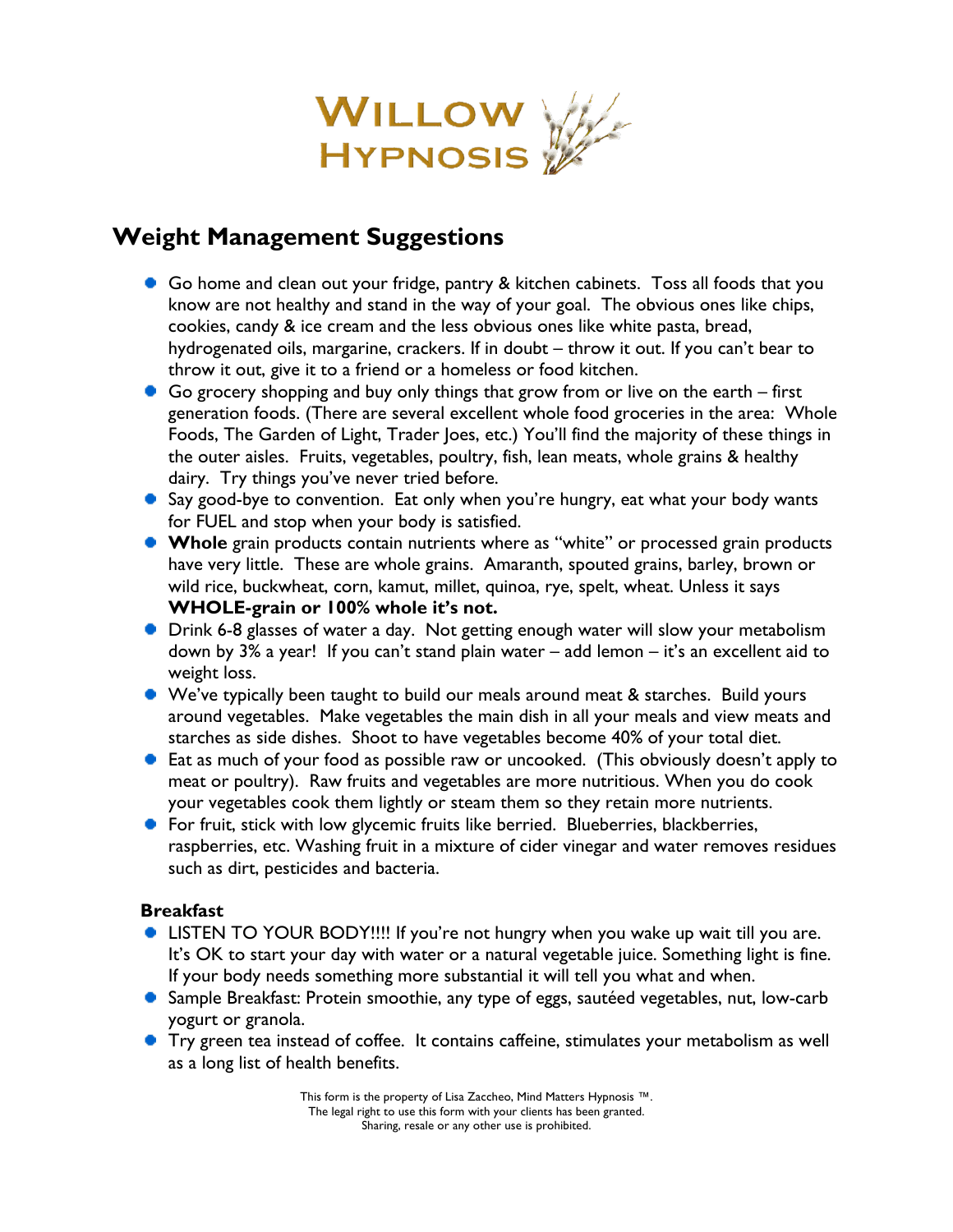# WILLOW HYPNOSIS

## Weight Management Suggestions

- Go home and clean out your fridge, pantry & kitchen cabinets. Toss all foods that you know are not healthy and stand in the way of your goal. The obvious ones like chips, cookies, candy & ice cream and the less obvious ones like white pasta, bread, hydrogenated oils, margarine, crackers. If in doubt – throw it out. If you can't bear to throw it out, give it to a friend or a homeless or food kitchen.
- Go grocery shopping and buy only things that grow from or live on the earth – first generation foods. (There are several excellent whole food groceries in the area: Whole Foods, The Garden of Light, Trader Joes, etc.) You'll find the majority of these things in the outer aisles. Fruits, vegetables, poultry, fish, lean meats, whole grains & healthy dairy. Try things you've never tried before.
- Say good-bye to convention. Eat only when you're hungry, eat what your body wants for FUEL and stop when your body is satisfied.
- **Whole** grain products contain nutrients where as "white" or processed grain products have very little. These are whole grains. Amaranth, spouted grains, barley, brown or wild rice, buckwheat, corn, kamut, millet, quinoa, rye, spelt, wheat. Unless it says **WHOLE-grain or 100% whole it's not.**
- Drink 6-8 glasses of water a day. Not getting enough water will slow your metabolism down by 3% a year! If you can't stand plain water – add lemon – it's an excellent aid to weight loss.
- We've typically been taught to build our meals around meat & starches. Build yours around vegetables. Make vegetables the main dish in all your meals and view meats and starches as side dishes. Shoot to have vegetables become 40% of your total diet.
- Eat as much of your food as possible raw or uncooked. (This obviously doesn't apply to meat or poultry). Raw fruits and vegetables are more nutritious. When you do cook your vegetables cook them lightly or steam them so they retain more nutrients.
- For fruit, stick with low glycemic fruits like berried. Blueberries, blackberries, raspberries, etc. Washing fruit in a mixture of cider vinegar and water removes residues such as dirt, pesticides and bacteria.

### Breakfast

- LISTEN TO YOUR BODY!!!! If you're not hungry when you wake up wait till you are. It's OK to start your day with water or a natural vegetable juice. Something light is fine. If your body needs something more substantial it will tell you what and when.
- Sample Breakfast: Protein smoothie, any type of eggs, sautéed vegetables, nut, low-carb yogurt or granola.
- Try green tea instead of coffee. It contains caffeine, stimulates your metabolism as well as a long list of health benefits.

This form is the property of Lisa Zaccheo, Mind Matters Hypnosis ™.
The legal right to use this form with your clients has been granted.
Sharing, resale or any other use is prohibited.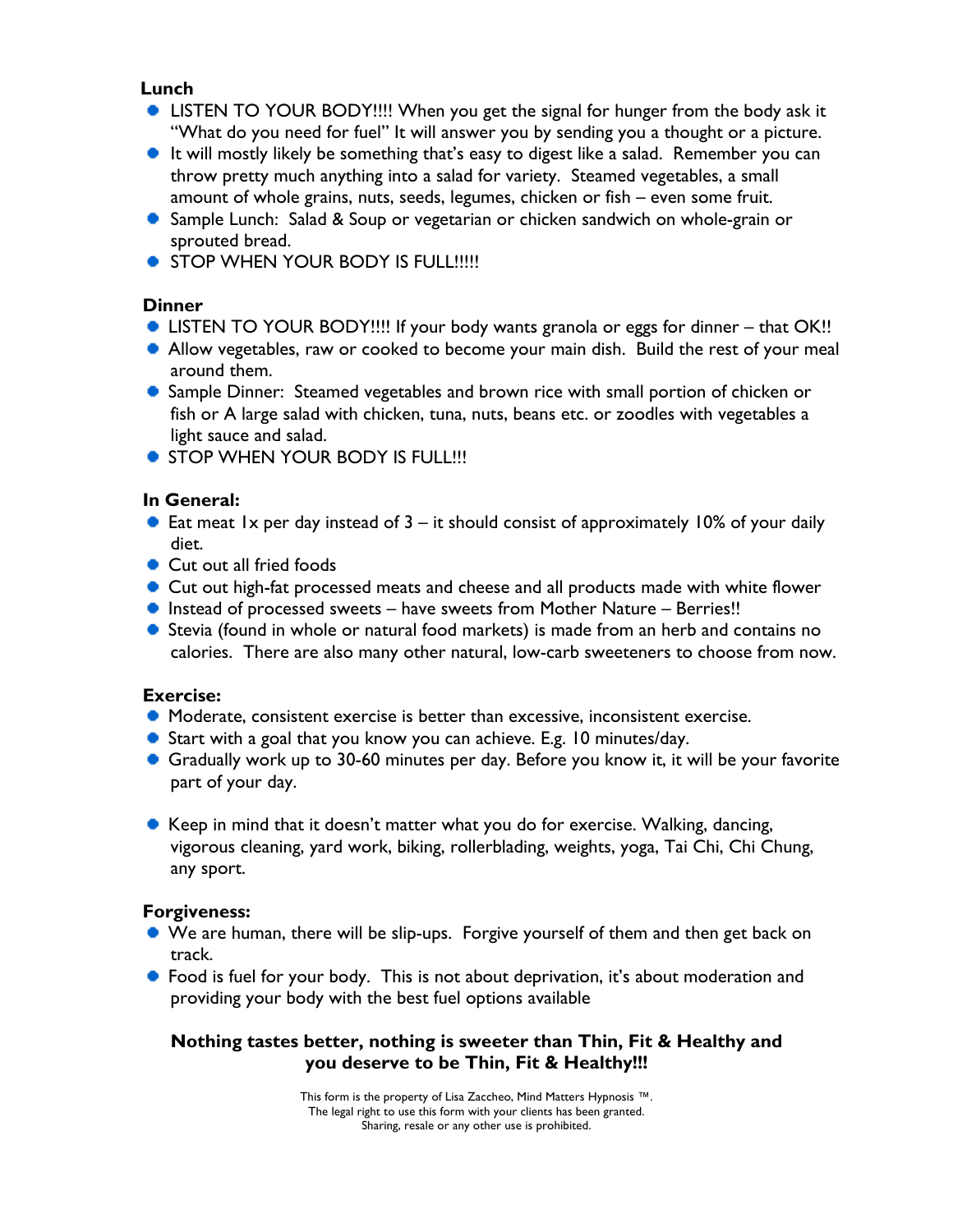### Lunch

- LISTEN TO YOUR BODY!!!! When you get the signal for hunger from the body ask it "What do you need for fuel" It will answer you by sending you a thought or a picture.
- It will mostly likely be something that's easy to digest like a salad. Remember you can throw pretty much anything into a salad for variety. Steamed vegetables, a small amount of whole grains, nuts, seeds, legumes, chicken or fish – even some fruit.
- Sample Lunch: Salad & Soup or vegetarian or chicken sandwich on whole-grain or sprouted bread.
- STOP WHEN YOUR BODY IS FULL!!!!!

### Dinner

- LISTEN TO YOUR BODY!!!! If your body wants granola or eggs for dinner – that OK!!
- Allow vegetables, raw or cooked to become your main dish. Build the rest of your meal around them.
- Sample Dinner: Steamed vegetables and brown rice with small portion of chicken or fish or A large salad with chicken, tuna, nuts, beans etc. or zoodles with vegetables a light sauce and salad.
- STOP WHEN YOUR BODY IS FULL!!!

### In General:

- Eat meat 1x per day instead of 3 – it should consist of approximately 10% of your daily diet.
- Cut out all fried foods
- Cut out high-fat processed meats and cheese and all products made with white flower
- Instead of processed sweets – have sweets from Mother Nature – Berries!!
- Stevia (found in whole or natural food markets) is made from an herb and contains no calories. There are also many other natural, low-carb sweeteners to choose from now.

### Exercise:

- Moderate, consistent exercise is better than excessive, inconsistent exercise.
- Start with a goal that you know you can achieve. E.g. 10 minutes/day.
- Gradually work up to 30-60 minutes per day. Before you know it, it will be your favorite part of your day.

- Keep in mind that it doesn't matter what you do for exercise. Walking, dancing, vigorous cleaning, yard work, biking, rollerblading, weights, yoga, Tai Chi, Chi Chung, any sport.

### Forgiveness:

- We are human, there will be slip-ups. Forgive yourself of them and then get back on track.
- Food is fuel for your body. This is not about deprivation, it's about moderation and providing your body with the best fuel options available

**Nothing tastes better, nothing is sweeter than Thin, Fit & Healthy and you deserve to be Thin, Fit & Healthy!!!**

This form is the property of Lisa Zaccheo, Mind Matters Hypnosis ™.
The legal right to use this form with your clients has been granted.
Sharing, resale or any other use is prohibited.